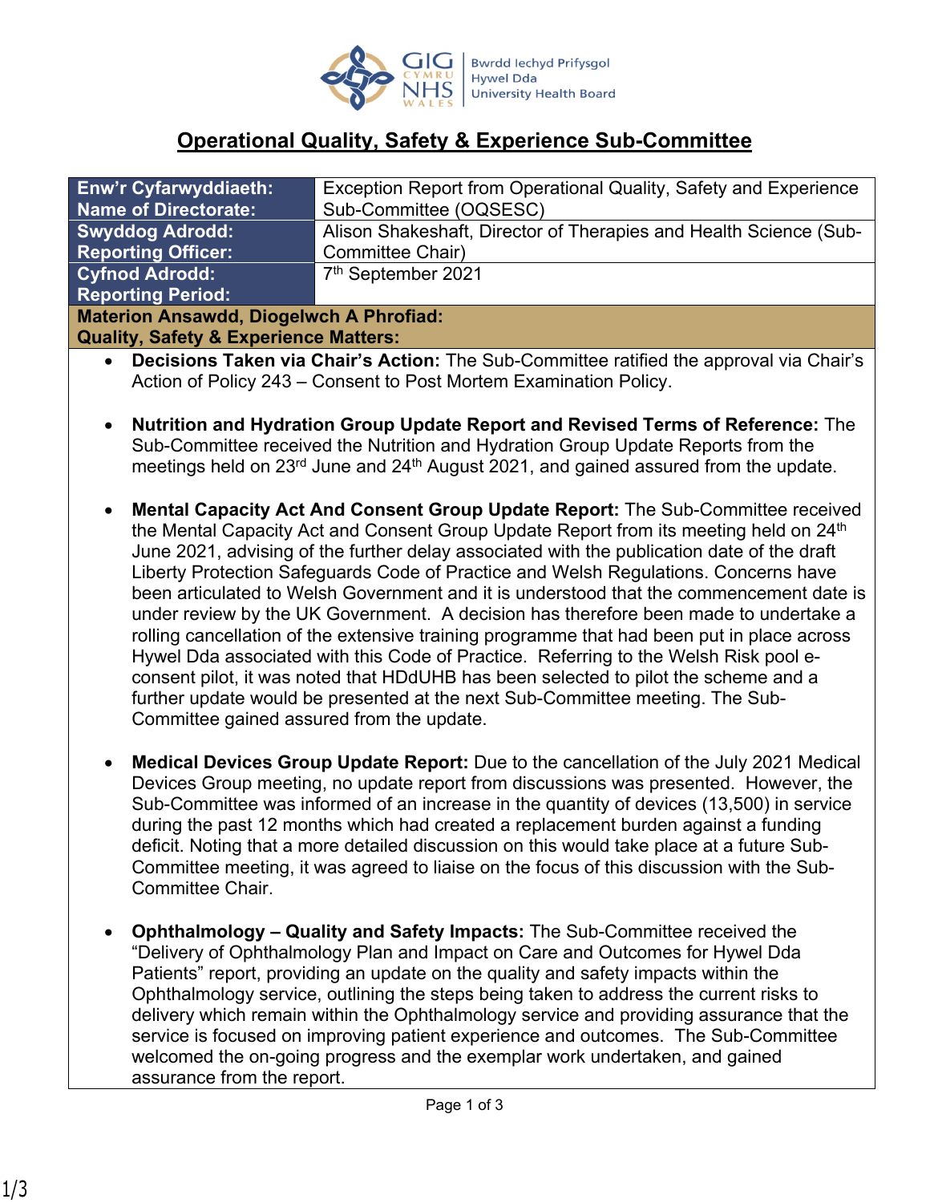## Operational Quality, Safety & Experience Sub-Committee

| Enw'r Cyfarwyddiaeth: Name of Directorate: | Exception Report from Operational Quality, Safety and Experience Sub-Committee (OQSESC) |
|---|---|
| Swyddog Adrodd: Reporting Officer: | Alison Shakeshaft, Director of Therapies and Health Science (Sub-Committee Chair) |
| Cyfnod Adrodd: Reporting Period: | 7th September 2021 |

**Materion Ansawdd, Diogelwch A Phrofiad:**
**Quality, Safety & Experience Matters:**

- **Decisions Taken via Chair's Action:** The Sub-Committee ratified the approval via Chair's Action of Policy 243 – Consent to Post Mortem Examination Policy.

- **Nutrition and Hydration Group Update Report and Revised Terms of Reference:** The Sub-Committee received the Nutrition and Hydration Group Update Reports from the meetings held on 23rd June and 24th August 2021, and gained assured from the update.

- **Mental Capacity Act And Consent Group Update Report:** The Sub-Committee received the Mental Capacity Act and Consent Group Update Report from its meeting held on 24th June 2021, advising of the further delay associated with the publication date of the draft Liberty Protection Safeguards Code of Practice and Welsh Regulations. Concerns have been articulated to Welsh Government and it is understood that the commencement date is under review by the UK Government. A decision has therefore been made to undertake a rolling cancellation of the extensive training programme that had been put in place across Hywel Dda associated with this Code of Practice. Referring to the Welsh Risk pool e-consent pilot, it was noted that HDdUHB has been selected to pilot the scheme and a further update would be presented at the next Sub-Committee meeting. The Sub-Committee gained assured from the update.

- **Medical Devices Group Update Report:** Due to the cancellation of the July 2021 Medical Devices Group meeting, no update report from discussions was presented. However, the Sub-Committee was informed of an increase in the quantity of devices (13,500) in service during the past 12 months which had created a replacement burden against a funding deficit. Noting that a more detailed discussion on this would take place at a future Sub-Committee meeting, it was agreed to liaise on the focus of this discussion with the Sub-Committee Chair.

- **Ophthalmology – Quality and Safety Impacts:** The Sub-Committee received the "Delivery of Ophthalmology Plan and Impact on Care and Outcomes for Hywel Dda Patients" report, providing an update on the quality and safety impacts within the Ophthalmology service, outlining the steps being taken to address the current risks to delivery which remain within the Ophthalmology service and providing assurance that the service is focused on improving patient experience and outcomes. The Sub-Committee welcomed the on-going progress and the exemplar work undertaken, and gained assurance from the report.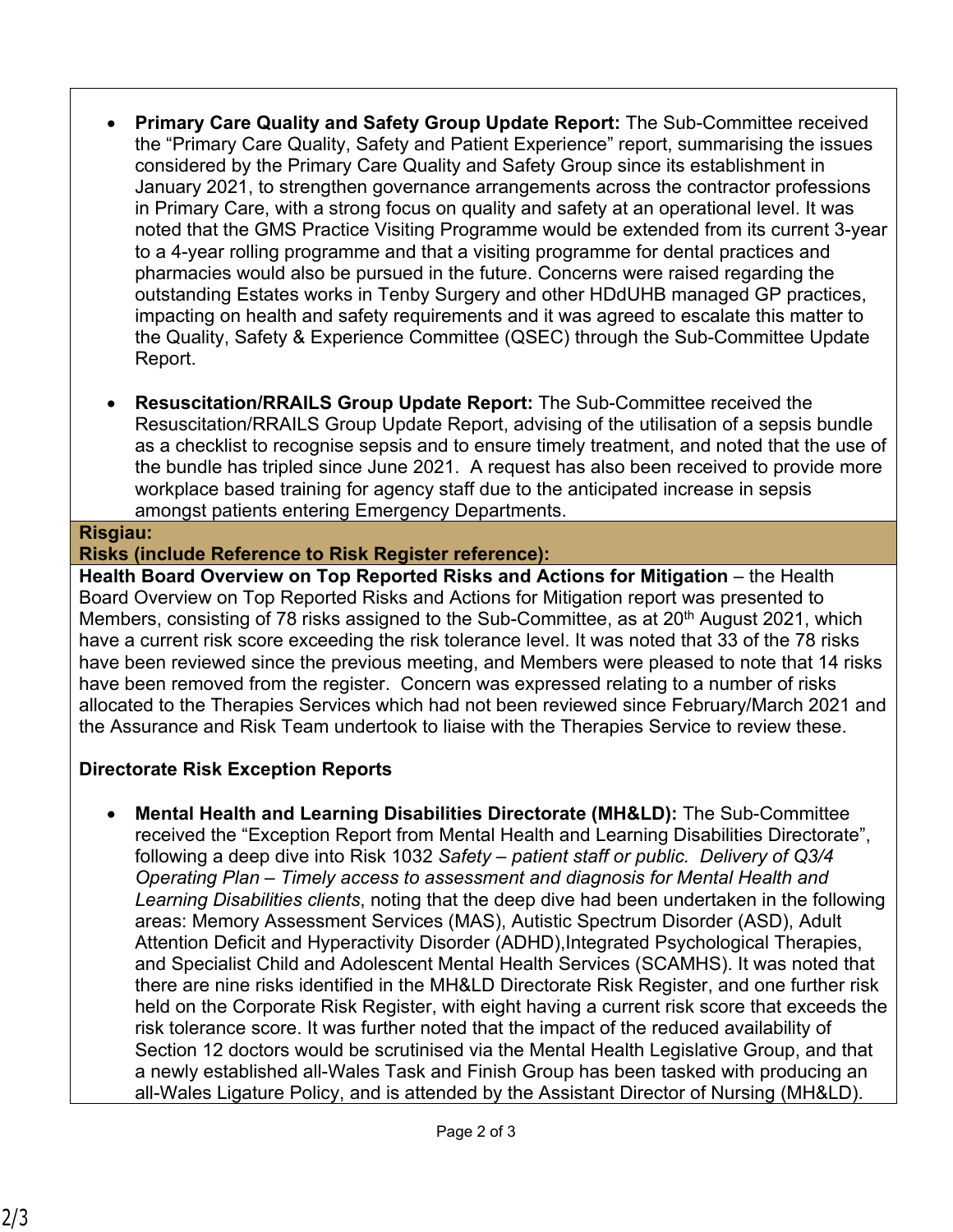- **Primary Care Quality and Safety Group Update Report:** The Sub-Committee received the "Primary Care Quality, Safety and Patient Experience" report, summarising the issues considered by the Primary Care Quality and Safety Group since its establishment in January 2021, to strengthen governance arrangements across the contractor professions in Primary Care, with a strong focus on quality and safety at an operational level. It was noted that the GMS Practice Visiting Programme would be extended from its current 3-year to a 4-year rolling programme and that a visiting programme for dental practices and pharmacies would also be pursued in the future. Concerns were raised regarding the outstanding Estates works in Tenby Surgery and other HDdUHB managed GP practices, impacting on health and safety requirements and it was agreed to escalate this matter to the Quality, Safety & Experience Committee (QSEC) through the Sub-Committee Update Report.

- **Resuscitation/RRAILS Group Update Report:** The Sub-Committee received the Resuscitation/RRAILS Group Update Report, advising of the utilisation of a sepsis bundle as a checklist to recognise sepsis and to ensure timely treatment, and noted that the use of the bundle has tripled since June 2021. A request has also been received to provide more workplace based training for agency staff due to the anticipated increase in sepsis amongst patients entering Emergency Departments.

**Risgiau:**
**Risks (include Reference to Risk Register reference):**

**Health Board Overview on Top Reported Risks and Actions for Mitigation** – the Health Board Overview on Top Reported Risks and Actions for Mitigation report was presented to Members, consisting of 78 risks assigned to the Sub-Committee, as at 20th August 2021, which have a current risk score exceeding the risk tolerance level. It was noted that 33 of the 78 risks have been reviewed since the previous meeting, and Members were pleased to note that 14 risks have been removed from the register. Concern was expressed relating to a number of risks allocated to the Therapies Services which had not been reviewed since February/March 2021 and the Assurance and Risk Team undertook to liaise with the Therapies Service to review these.

**Directorate Risk Exception Reports**

- **Mental Health and Learning Disabilities Directorate (MH&LD):** The Sub-Committee received the "Exception Report from Mental Health and Learning Disabilities Directorate", following a deep dive into Risk 1032 *Safety – patient staff or public. Delivery of Q3/4 Operating Plan – Timely access to assessment and diagnosis for Mental Health and Learning Disabilities clients*, noting that the deep dive had been undertaken in the following areas: Memory Assessment Services (MAS), Autistic Spectrum Disorder (ASD), Adult Attention Deficit and Hyperactivity Disorder (ADHD),Integrated Psychological Therapies, and Specialist Child and Adolescent Mental Health Services (SCAMHS). It was noted that there are nine risks identified in the MH&LD Directorate Risk Register, and one further risk held on the Corporate Risk Register, with eight having a current risk score that exceeds the risk tolerance score. It was further noted that the impact of the reduced availability of Section 12 doctors would be scrutinised via the Mental Health Legislative Group, and that a newly established all-Wales Task and Finish Group has been tasked with producing an all-Wales Ligature Policy, and is attended by the Assistant Director of Nursing (MH&LD).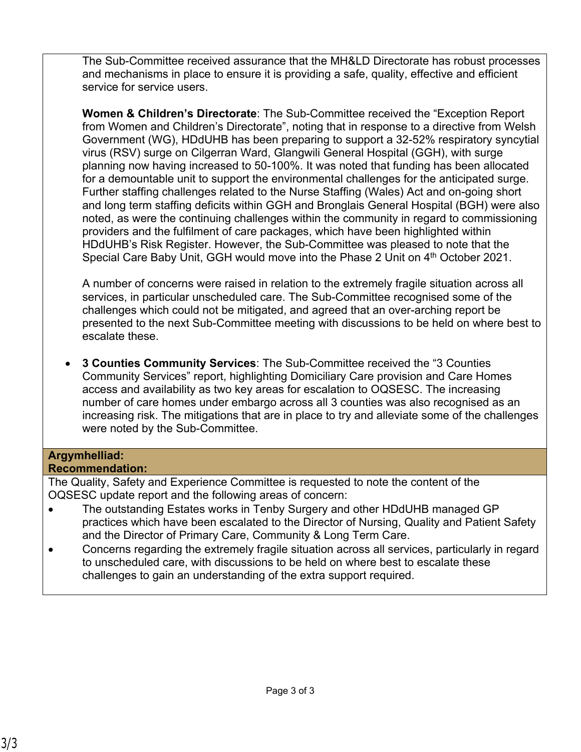The Sub-Committee received assurance that the MH&LD Directorate has robust processes and mechanisms in place to ensure it is providing a safe, quality, effective and efficient service for service users.

**Women & Children's Directorate**: The Sub-Committee received the "Exception Report from Women and Children's Directorate", noting that in response to a directive from Welsh Government (WG), HDdUHB has been preparing to support a 32-52% respiratory syncytial virus (RSV) surge on Cilgerran Ward, Glangwili General Hospital (GGH), with surge planning now having increased to 50-100%. It was noted that funding has been allocated for a demountable unit to support the environmental challenges for the anticipated surge. Further staffing challenges related to the Nurse Staffing (Wales) Act and on-going short and long term staffing deficits within GGH and Bronglais General Hospital (BGH) were also noted, as were the continuing challenges within the community in regard to commissioning providers and the fulfilment of care packages, which have been highlighted within HDdUHB's Risk Register. However, the Sub-Committee was pleased to note that the Special Care Baby Unit, GGH would move into the Phase 2 Unit on 4th October 2021.

A number of concerns were raised in relation to the extremely fragile situation across all services, in particular unscheduled care. The Sub-Committee recognised some of the challenges which could not be mitigated, and agreed that an over-arching report be presented to the next Sub-Committee meeting with discussions to be held on where best to escalate these.

- **3 Counties Community Services**: The Sub-Committee received the "3 Counties Community Services" report, highlighting Domiciliary Care provision and Care Homes access and availability as two key areas for escalation to OQSESC. The increasing number of care homes under embargo across all 3 counties was also recognised as an increasing risk. The mitigations that are in place to try and alleviate some of the challenges were noted by the Sub-Committee.

**Argymhelliad:**
**Recommendation:**

The Quality, Safety and Experience Committee is requested to note the content of the OQSESC update report and the following areas of concern:

- The outstanding Estates works in Tenby Surgery and other HDdUHB managed GP practices which have been escalated to the Director of Nursing, Quality and Patient Safety and the Director of Primary Care, Community & Long Term Care.
- Concerns regarding the extremely fragile situation across all services, particularly in regard to unscheduled care, with discussions to be held on where best to escalate these challenges to gain an understanding of the extra support required.